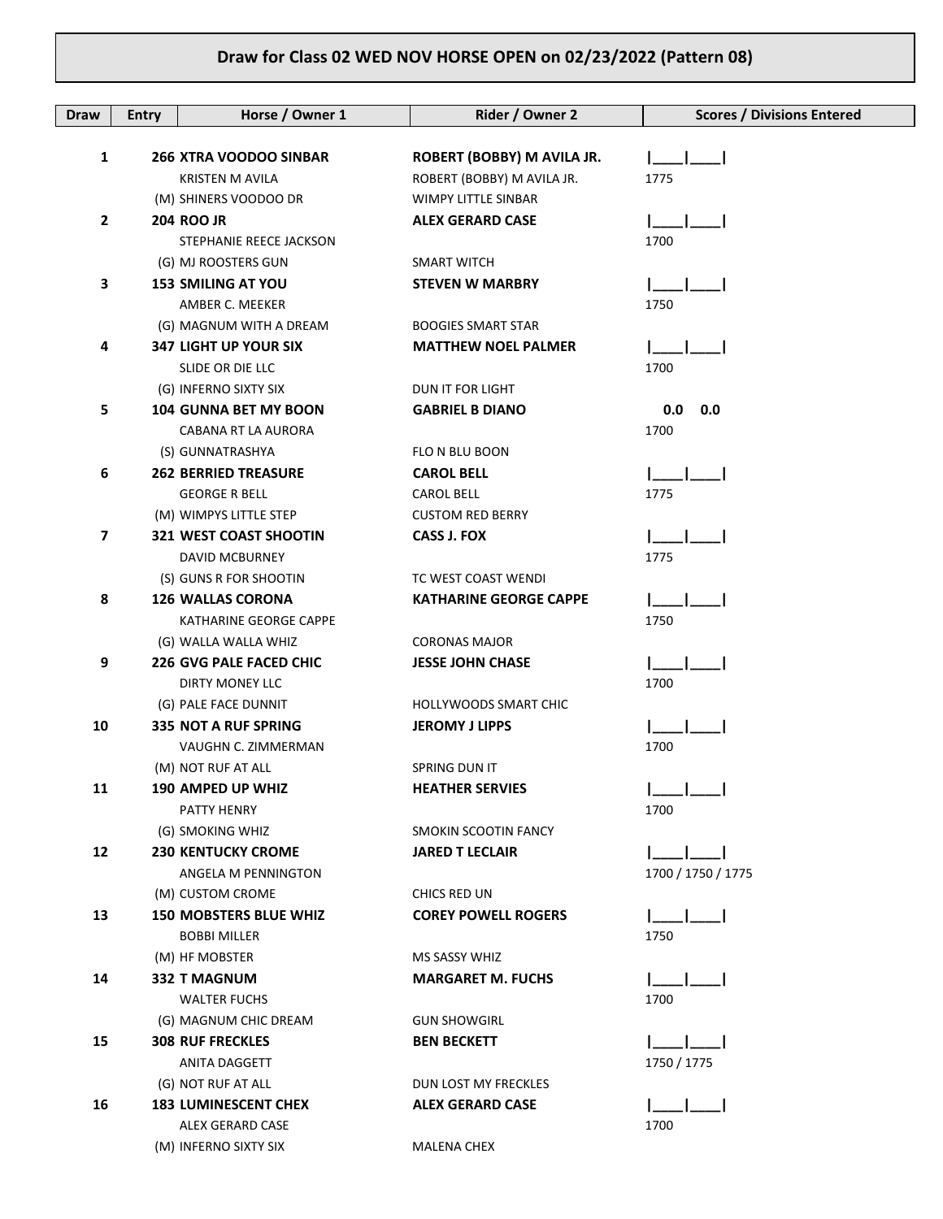# Draw for Class 02 WED NOV HORSE OPEN on 02/23/2022 (Pattern 08)

| Draw | Entry | Horse / Owner 1 | Rider / Owner 2 | Scores / Divisions Entered |
|---|---|---|---|---|
| **1** | **266** | **XTRA VOODOO SINBAR** | **ROBERT (BOBBY) M AVILA JR.** | \|\_\_\_\_\|\_\_\_\_\| |
| | | KRISTEN M AVILA | ROBERT (BOBBY) M AVILA JR. | 1775 |
| | | (M) SHINERS VOODOO DR | WIMPY LITTLE SINBAR | |
| **2** | **204** | **ROO JR** | **ALEX GERARD CASE** | \|\_\_\_\_\|\_\_\_\_\| |
| | | STEPHANIE REECE JACKSON | | 1700 |
| | | (G) MJ ROOSTERS GUN | SMART WITCH | |
| **3** | **153** | **SMILING AT YOU** | **STEVEN W MARBRY** | \|\_\_\_\_\|\_\_\_\_\| |
| | | AMBER C. MEEKER | | 1750 |
| | | (G) MAGNUM WITH A DREAM | BOOGIES SMART STAR | |
| **4** | **347** | **LIGHT UP YOUR SIX** | **MATTHEW NOEL PALMER** | \|\_\_\_\_\|\_\_\_\_\| |
| | | SLIDE OR DIE LLC | | 1700 |
| | | (G) INFERNO SIXTY SIX | DUN IT FOR LIGHT | |
| **5** | **104** | **GUNNA BET MY BOON** | **GABRIEL B DIANO** | **0.0 0.0** |
| | | CABANA RT LA AURORA | | 1700 |
| | | (S) GUNNATRASHYA | FLO N BLU BOON | |
| **6** | **262** | **BERRIED TREASURE** | **CAROL BELL** | \|\_\_\_\_\|\_\_\_\_\| |
| | | GEORGE R BELL | CAROL BELL | 1775 |
| | | (M) WIMPYS LITTLE STEP | CUSTOM RED BERRY | |
| **7** | **321** | **WEST COAST SHOOTIN** | **CASS J. FOX** | \|\_\_\_\_\|\_\_\_\_\| |
| | | DAVID MCBURNEY | | 1775 |
| | | (S) GUNS R FOR SHOOTIN | TC WEST COAST WENDI | |
| **8** | **126** | **WALLAS CORONA** | **KATHARINE GEORGE CAPPE** | \|\_\_\_\_\|\_\_\_\_\| |
| | | KATHARINE GEORGE CAPPE | | 1750 |
| | | (G) WALLA WALLA WHIZ | CORONAS MAJOR | |
| **9** | **226** | **GVG PALE FACED CHIC** | **JESSE JOHN CHASE** | \|\_\_\_\_\|\_\_\_\_\| |
| | | DIRTY MONEY LLC | | 1700 |
| | | (G) PALE FACE DUNNIT | HOLLYWOODS SMART CHIC | |
| **10** | **335** | **NOT A RUF SPRING** | **JEROMY J LIPPS** | \|\_\_\_\_\|\_\_\_\_\| |
| | | VAUGHN C. ZIMMERMAN | | 1700 |
| | | (M) NOT RUF AT ALL | SPRING DUN IT | |
| **11** | **190** | **AMPED UP WHIZ** | **HEATHER SERVIES** | \|\_\_\_\_\|\_\_\_\_\| |
| | | PATTY HENRY | | 1700 |
| | | (G) SMOKING WHIZ | SMOKIN SCOOTIN FANCY | |
| **12** | **230** | **KENTUCKY CROME** | **JARED T LECLAIR** | \|\_\_\_\_\|\_\_\_\_\| |
| | | ANGELA M PENNINGTON | | 1700 / 1750 / 1775 |
| | | (M) CUSTOM CROME | CHICS RED UN | |
| **13** | **150** | **MOBSTERS BLUE WHIZ** | **COREY POWELL ROGERS** | \|\_\_\_\_\|\_\_\_\_\| |
| | | BOBBI MILLER | | 1750 |
| | | (M) HF MOBSTER | MS SASSY WHIZ | |
| **14** | **332** | **T MAGNUM** | **MARGARET M. FUCHS** | \|\_\_\_\_\|\_\_\_\_\| |
| | | WALTER FUCHS | | 1700 |
| | | (G) MAGNUM CHIC DREAM | GUN SHOWGIRL | |
| **15** | **308** | **RUF FRECKLES** | **BEN BECKETT** | \|\_\_\_\_\|\_\_\_\_\| |
| | | ANITA DAGGETT | | 1750 / 1775 |
| | | (G) NOT RUF AT ALL | DUN LOST MY FRECKLES | |
| **16** | **183** | **LUMINESCENT CHEX** | **ALEX GERARD CASE** | \|\_\_\_\_\|\_\_\_\_\| |
| | | ALEX GERARD CASE | | 1700 |
| | | (M) INFERNO SIXTY SIX | MALENA CHEX | |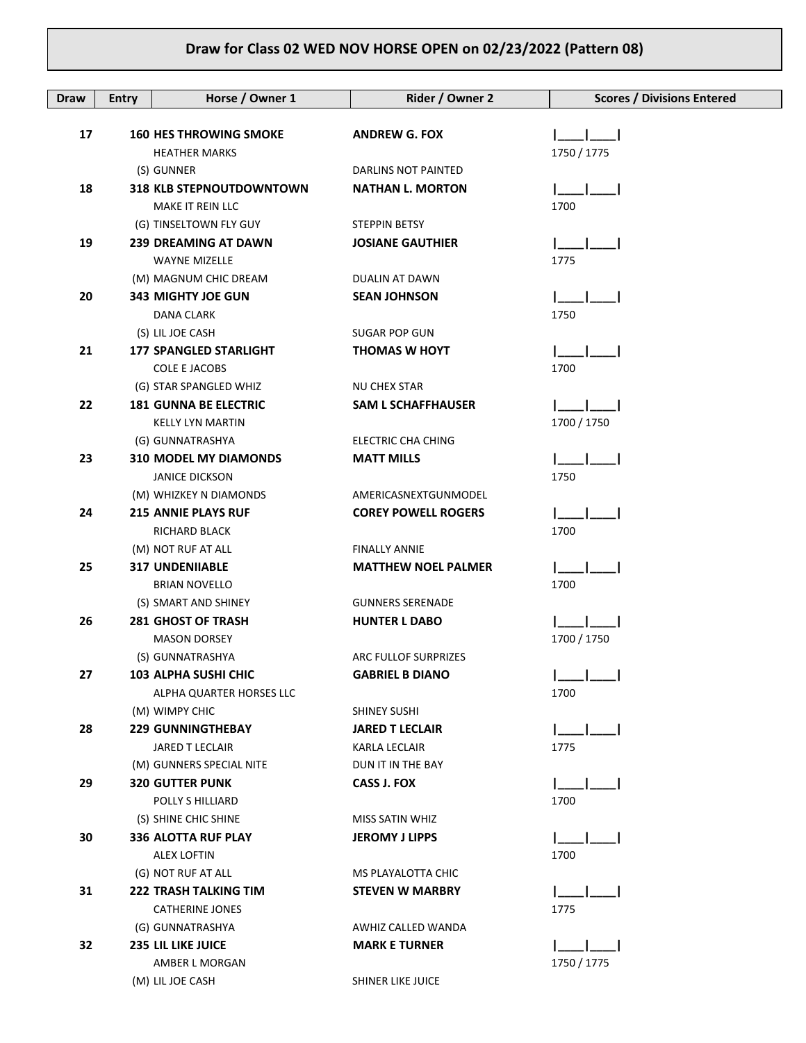## Draw for Class 02 WED NOV HORSE OPEN on 02/23/2022 (Pattern 08)

| Draw | Entry | Horse / Owner 1 | Rider / Owner 2 | Scores / Divisions Entered |
|---|---|---|---|---|
| 17 | 160 | **HES THROWING SMOKE**<br>HEATHER MARKS<br>(S) GUNNER | **ANDREW G. FOX**<br><br>DARLINS NOT PAINTED | \|\_\_\_\_\|\_\_\_\_\|<br>1750 / 1775 |
| 18 | 318 | **KLB STEPNOUTDOWNTOWN**<br>MAKE IT REIN LLC<br>(G) TINSELTOWN FLY GUY | **NATHAN L. MORTON**<br><br>STEPPIN BETSY | \|\_\_\_\_\|\_\_\_\_\|<br>1700 |
| 19 | 239 | **DREAMING AT DAWN**<br>WAYNE MIZELLE<br>(M) MAGNUM CHIC DREAM | **JOSIANE GAUTHIER**<br><br>DUALIN AT DAWN | \|\_\_\_\_\|\_\_\_\_\|<br>1775 |
| 20 | 343 | **MIGHTY JOE GUN**<br>DANA CLARK<br>(S) LIL JOE CASH | **SEAN JOHNSON**<br><br>SUGAR POP GUN | \|\_\_\_\_\|\_\_\_\_\|<br>1750 |
| 21 | 177 | **SPANGLED STARLIGHT**<br>COLE E JACOBS<br>(G) STAR SPANGLED WHIZ | **THOMAS W HOYT**<br><br>NU CHEX STAR | \|\_\_\_\_\|\_\_\_\_\|<br>1700 |
| 22 | 181 | **GUNNA BE ELECTRIC**<br>KELLY LYN MARTIN<br>(G) GUNNATRASHYA | **SAM L SCHAFFHAUSER**<br><br>ELECTRIC CHA CHING | \|\_\_\_\_\|\_\_\_\_\|<br>1700 / 1750 |
| 23 | 310 | **MODEL MY DIAMONDS**<br>JANICE DICKSON<br>(M) WHIZKEY N DIAMONDS | **MATT MILLS**<br><br>AMERICASNEXTGUNMODEL | \|\_\_\_\_\|\_\_\_\_\|<br>1750 |
| 24 | 215 | **ANNIE PLAYS RUF**<br>RICHARD BLACK<br>(M) NOT RUF AT ALL | **COREY POWELL ROGERS**<br><br>FINALLY ANNIE | \|\_\_\_\_\|\_\_\_\_\|<br>1700 |
| 25 | 317 | **UNDENIIABLE**<br>BRIAN NOVELLO<br>(S) SMART AND SHINEY | **MATTHEW NOEL PALMER**<br><br>GUNNERS SERENADE | \|\_\_\_\_\|\_\_\_\_\|<br>1700 |
| 26 | 281 | **GHOST OF TRASH**<br>MASON DORSEY<br>(S) GUNNATRASHYA | **HUNTER L DABO**<br><br>ARC FULLOF SURPRIZES | \|\_\_\_\_\|\_\_\_\_\|<br>1700 / 1750 |
| 27 | 103 | **ALPHA SUSHI CHIC**<br>ALPHA QUARTER HORSES LLC<br>(M) WIMPY CHIC | **GABRIEL B DIANO**<br><br>SHINEY SUSHI | \|\_\_\_\_\|\_\_\_\_\|<br>1700 |
| 28 | 229 | **GUNNINGTHEBAY**<br>JARED T LECLAIR<br>(M) GUNNERS SPECIAL NITE | **JARED T LECLAIR**<br>KARLA LECLAIR<br>DUN IT IN THE BAY | \|\_\_\_\_\|\_\_\_\_\|<br>1775 |
| 29 | 320 | **GUTTER PUNK**<br>POLLY S HILLIARD<br>(S) SHINE CHIC SHINE | **CASS J. FOX**<br><br>MISS SATIN WHIZ | \|\_\_\_\_\|\_\_\_\_\|<br>1700 |
| 30 | 336 | **ALOTTA RUF PLAY**<br>ALEX LOFTIN<br>(G) NOT RUF AT ALL | **JEROMY J LIPPS**<br><br>MS PLAYALOTTA CHIC | \|\_\_\_\_\|\_\_\_\_\|<br>1700 |
| 31 | 222 | **TRASH TALKING TIM**<br>CATHERINE JONES<br>(G) GUNNATRASHYA | **STEVEN W MARBRY**<br><br>AWHIZ CALLED WANDA | \|\_\_\_\_\|\_\_\_\_\|<br>1775 |
| 32 | 235 | **LIL LIKE JUICE**<br>AMBER L MORGAN<br>(M) LIL JOE CASH | **MARK E TURNER**<br><br>SHINER LIKE JUICE | \|\_\_\_\_\|\_\_\_\_\|<br>1750 / 1775 |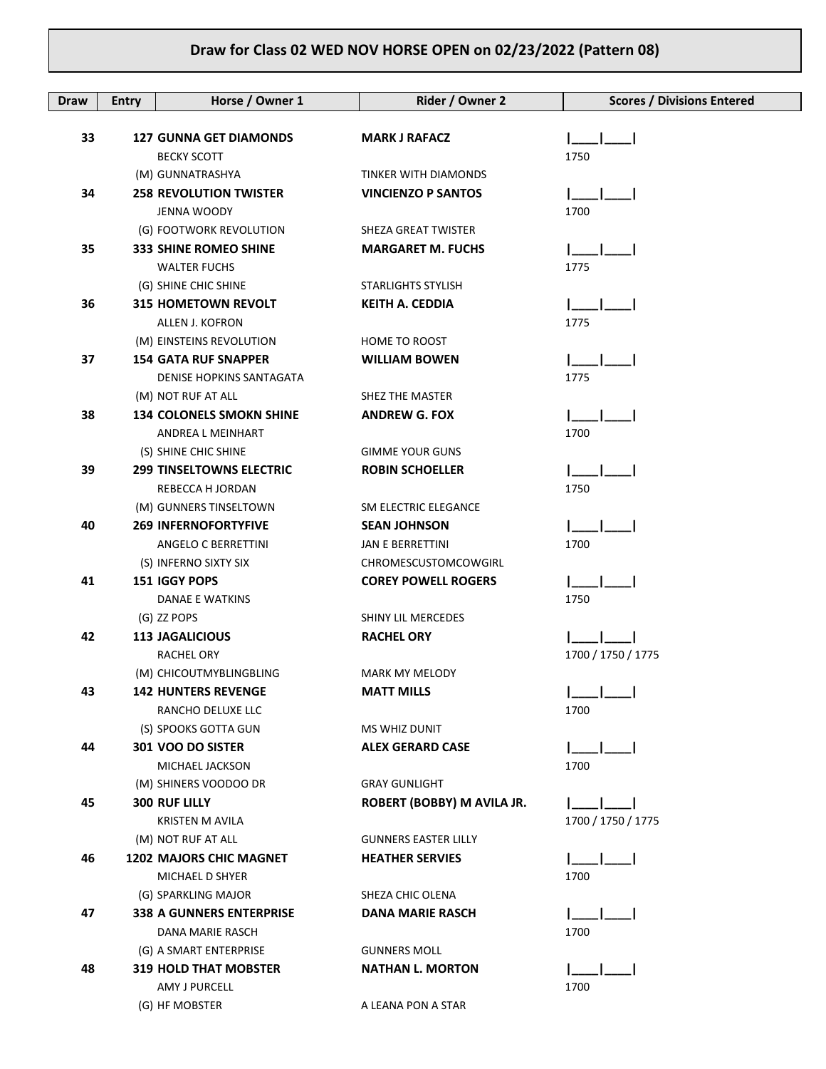## Draw for Class 02 WED NOV HORSE OPEN on 02/23/2022 (Pattern 08)

| Draw | Entry | Horse / Owner 1 | Rider / Owner 2 | Scores / Divisions Entered |
|---|---|---|---|---|
| 33 | 127 | **GUNNA GET DIAMONDS**<br>BECKY SCOTT<br>(M) GUNNATRASHYA | **MARK J RAFACZ**<br><br>TINKER WITH DIAMONDS | \|____\|____\|<br>1750 |
| 34 | 258 | **REVOLUTION TWISTER**<br>JENNA WOODY<br>(G) FOOTWORK REVOLUTION | **VINCIENZO P SANTOS**<br><br>SHEZA GREAT TWISTER | \|____\|____\|<br>1700 |
| 35 | 333 | **SHINE ROMEO SHINE**<br>WALTER FUCHS<br>(G) SHINE CHIC SHINE | **MARGARET M. FUCHS**<br><br>STARLIGHTS STYLISH | \|____\|____\|<br>1775 |
| 36 | 315 | **HOMETOWN REVOLT**<br>ALLEN J. KOFRON<br>(M) EINSTEINS REVOLUTION | **KEITH A. CEDDIA**<br><br>HOME TO ROOST | \|____\|____\|<br>1775 |
| 37 | 154 | **GATA RUF SNAPPER**<br>DENISE HOPKINS SANTAGATA<br>(M) NOT RUF AT ALL | **WILLIAM BOWEN**<br><br>SHEZ THE MASTER | \|____\|____\|<br>1775 |
| 38 | 134 | **COLONELS SMOKN SHINE**<br>ANDREA L MEINHART<br>(S) SHINE CHIC SHINE | **ANDREW G. FOX**<br><br>GIMME YOUR GUNS | \|____\|____\|<br>1700 |
| 39 | 299 | **TINSELTOWNS ELECTRIC**<br>REBECCA H JORDAN<br>(M) GUNNERS TINSELTOWN | **ROBIN SCHOELLER**<br><br>SM ELECTRIC ELEGANCE | \|____\|____\|<br>1750 |
| 40 | 269 | **INFERNOFORTYFIVE**<br>ANGELO C BERRETTINI<br>(S) INFERNO SIXTY SIX | **SEAN JOHNSON**<br>JAN E BERRETTINI<br>CHROMESCUSTOMCOWGIRL | \|____\|____\|<br>1700 |
| 41 | 151 | **IGGY POPS**<br>DANAE E WATKINS<br>(G) ZZ POPS | **COREY POWELL ROGERS**<br><br>SHINY LIL MERCEDES | \|____\|____\|<br>1750 |
| 42 | 113 | **JAGALICIOUS**<br>RACHEL ORY<br>(M) CHICOUTMYBLINGBLING | **RACHEL ORY**<br><br>MARK MY MELODY | \|____\|____\|<br>1700 / 1750 / 1775 |
| 43 | 142 | **HUNTERS REVENGE**<br>RANCHO DELUXE LLC<br>(S) SPOOKS GOTTA GUN | **MATT MILLS**<br><br>MS WHIZ DUNIT | \|____\|____\|<br>1700 |
| 44 | 301 | **VOO DO SISTER**<br>MICHAEL JACKSON<br>(M) SHINERS VOODOO DR | **ALEX GERARD CASE**<br><br>GRAY GUNLIGHT | \|____\|____\|<br>1700 |
| 45 | 300 | **RUF LILLY**<br>KRISTEN M AVILA<br>(M) NOT RUF AT ALL | **ROBERT (BOBBY) M AVILA JR.**<br><br>GUNNERS EASTER LILLY | \|____\|____\|<br>1700 / 1750 / 1775 |
| 46 | 1202 | **MAJORS CHIC MAGNET**<br>MICHAEL D SHYER<br>(G) SPARKLING MAJOR | **HEATHER SERVIES**<br><br>SHEZA CHIC OLENA | \|____\|____\|<br>1700 |
| 47 | 338 | **A GUNNERS ENTERPRISE**<br>DANA MARIE RASCH<br>(G) A SMART ENTERPRISE | **DANA MARIE RASCH**<br><br>GUNNERS MOLL | \|____\|____\|<br>1700 |
| 48 | 319 | **HOLD THAT MOBSTER**<br>AMY J PURCELL<br>(G) HF MOBSTER | **NATHAN L. MORTON**<br><br>A LEANA PON A STAR | \|____\|____\|<br>1700 |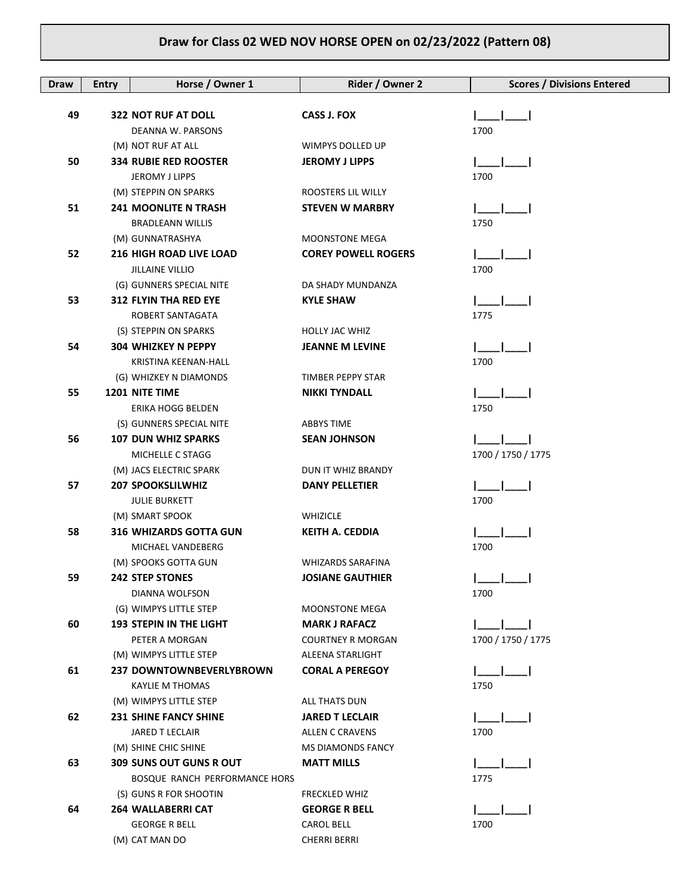# Draw for Class 02 WED NOV HORSE OPEN on 02/23/2022 (Pattern 08)

| Draw | Entry | Horse / Owner 1 | Rider / Owner 2 | Scores / Divisions Entered |
|---|---|---|---|---|
| 49 | 322 | **NOT RUF AT DOLL** | **CASS J. FOX** | \|____\|____\| |
| | | DEANNA W. PARSONS | | 1700 |
| | | (M) NOT RUF AT ALL | WIMPYS DOLLED UP | |
| 50 | 334 | **RUBIE RED ROOSTER** | **JEROMY J LIPPS** | \|____\|____\| |
| | | JEROMY J LIPPS | | 1700 |
| | | (M) STEPPIN ON SPARKS | ROOSTERS LIL WILLY | |
| 51 | 241 | **MOONLITE N TRASH** | **STEVEN W MARBRY** | \|____\|____\| |
| | | BRADLEANN WILLIS | | 1750 |
| | | (M) GUNNATRASHYA | MOONSTONE MEGA | |
| 52 | 216 | **HIGH ROAD LIVE LOAD** | **COREY POWELL ROGERS** | \|____\|____\| |
| | | JILLAINE VILLIO | | 1700 |
| | | (G) GUNNERS SPECIAL NITE | DA SHADY MUNDANZA | |
| 53 | 312 | **FLYIN THA RED EYE** | **KYLE SHAW** | \|____\|____\| |
| | | ROBERT SANTAGATA | | 1775 |
| | | (S) STEPPIN ON SPARKS | HOLLY JAC WHIZ | |
| 54 | 304 | **WHIZKEY N PEPPY** | **JEANNE M LEVINE** | \|____\|____\| |
| | | KRISTINA KEENAN-HALL | | 1700 |
| | | (G) WHIZKEY N DIAMONDS | TIMBER PEPPY STAR | |
| 55 | 1201 | **NITE TIME** | **NIKKI TYNDALL** | \|____\|____\| |
| | | ERIKA HOGG BELDEN | | 1750 |
| | | (S) GUNNERS SPECIAL NITE | ABBYS TIME | |
| 56 | 107 | **DUN WHIZ SPARKS** | **SEAN JOHNSON** | \|____\|____\| |
| | | MICHELLE C STAGG | | 1700 / 1750 / 1775 |
| | | (M) JACS ELECTRIC SPARK | DUN IT WHIZ BRANDY | |
| 57 | 207 | **SPOOKSLILWHIZ** | **DANY PELLETIER** | \|____\|____\| |
| | | JULIE BURKETT | | 1700 |
| | | (M) SMART SPOOK | WHIZICLE | |
| 58 | 316 | **WHIZARDS GOTTA GUN** | **KEITH A. CEDDIA** | \|____\|____\| |
| | | MICHAEL VANDEBERG | | 1700 |
| | | (M) SPOOKS GOTTA GUN | WHIZARDS SARAFINA | |
| 59 | 242 | **STEP STONES** | **JOSIANE GAUTHIER** | \|____\|____\| |
| | | DIANNA WOLFSON | | 1700 |
| | | (G) WIMPYS LITTLE STEP | MOONSTONE MEGA | |
| 60 | 193 | **STEPIN IN THE LIGHT** | **MARK J RAFACZ** | \|____\|____\| |
| | | PETER A MORGAN | COURTNEY R MORGAN | 1700 / 1750 / 1775 |
| | | (M) WIMPYS LITTLE STEP | ALEENA STARLIGHT | |
| 61 | 237 | **DOWNTOWNBEVERLYBROWN** | **CORAL A PEREGOY** | \|____\|____\| |
| | | KAYLIE M THOMAS | | 1750 |
| | | (M) WIMPYS LITTLE STEP | ALL THATS DUN | |
| 62 | 231 | **SHINE FANCY SHINE** | **JARED T LECLAIR** | \|____\|____\| |
| | | JARED T LECLAIR | ALLEN C CRAVENS | 1700 |
| | | (M) SHINE CHIC SHINE | MS DIAMONDS FANCY | |
| 63 | 309 | **SUNS OUT GUNS R OUT** | **MATT MILLS** | \|____\|____\| |
| | | BOSQUE RANCH PERFORMANCE HORS | | 1775 |
| | | (S) GUNS R FOR SHOOTIN | FRECKLED WHIZ | |
| 64 | 264 | **WALLABERRI CAT** | **GEORGE R BELL** | \|____\|____\| |
| | | GEORGE R BELL | CAROL BELL | 1700 |
| | | (M) CAT MAN DO | CHERRI BERRI | |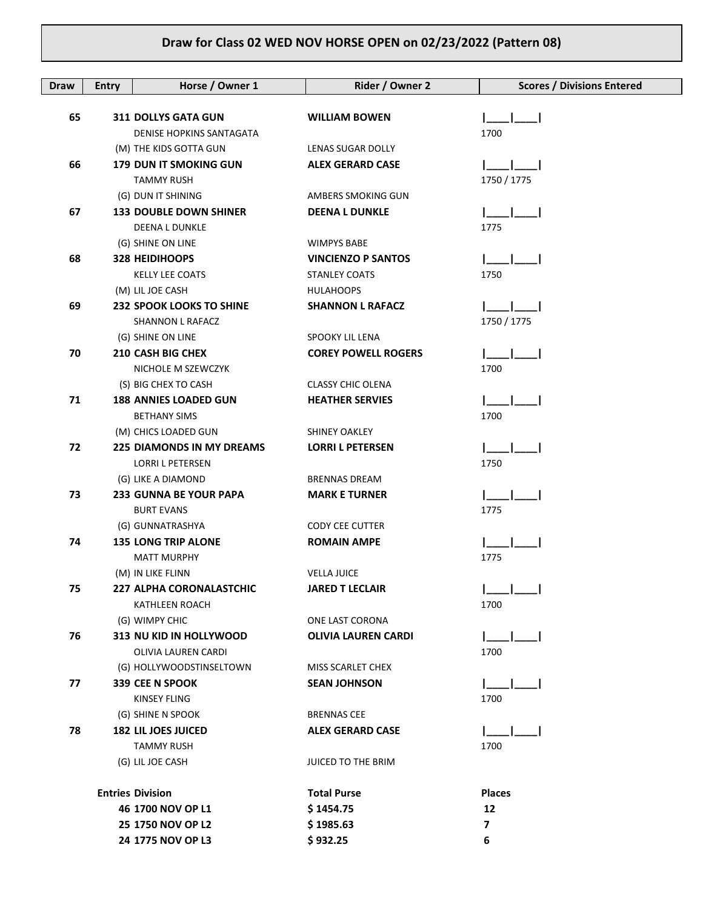# Draw for Class 02 WED NOV HORSE OPEN on 02/23/2022 (Pattern 08)

| Draw | Entry | Horse / Owner 1 | Rider / Owner 2 | Scores / Divisions Entered |
|---|---|---|---|---|
| 65 | 311 | **DOLLYS GATA GUN** | **WILLIAM BOWEN** | \|\_\_\_\_\|\_\_\_\_\| |
| | | DENISE HOPKINS SANTAGATA | | 1700 |
| | | (M) THE KIDS GOTTA GUN | LENAS SUGAR DOLLY | |
| 66 | 179 | **DUN IT SMOKING GUN** | **ALEX GERARD CASE** | \|\_\_\_\_\|\_\_\_\_\| |
| | | TAMMY RUSH | | 1750 / 1775 |
| | | (G) DUN IT SHINING | AMBERS SMOKING GUN | |
| 67 | 133 | **DOUBLE DOWN SHINER** | **DEENA L DUNKLE** | \|\_\_\_\_\|\_\_\_\_\| |
| | | DEENA L DUNKLE | | 1775 |
| | | (G) SHINE ON LINE | WIMPYS BABE | |
| 68 | 328 | **HEIDIHOOPS** | **VINCIENZO P SANTOS** | \|\_\_\_\_\|\_\_\_\_\| |
| | | KELLY LEE COATS | STANLEY COATS | 1750 |
| | | (M) LIL JOE CASH | HULAHOOPS | |
| 69 | 232 | **SPOOK LOOKS TO SHINE** | **SHANNON L RAFACZ** | \|\_\_\_\_\|\_\_\_\_\| |
| | | SHANNON L RAFACZ | | 1750 / 1775 |
| | | (G) SHINE ON LINE | SPOOKY LIL LENA | |
| 70 | 210 | **CASH BIG CHEX** | **COREY POWELL ROGERS** | \|\_\_\_\_\|\_\_\_\_\| |
| | | NICHOLE M SZEWCZYK | | 1700 |
| | | (S) BIG CHEX TO CASH | CLASSY CHIC OLENA | |
| 71 | 188 | **ANNIES LOADED GUN** | **HEATHER SERVIES** | \|\_\_\_\_\|\_\_\_\_\| |
| | | BETHANY SIMS | | 1700 |
| | | (M) CHICS LOADED GUN | SHINEY OAKLEY | |
| 72 | 225 | **DIAMONDS IN MY DREAMS** | **LORRI L PETERSEN** | \|\_\_\_\_\|\_\_\_\_\| |
| | | LORRI L PETERSEN | | 1750 |
| | | (G) LIKE A DIAMOND | BRENNAS DREAM | |
| 73 | 233 | **GUNNA BE YOUR PAPA** | **MARK E TURNER** | \|\_\_\_\_\|\_\_\_\_\| |
| | | BURT EVANS | | 1775 |
| | | (G) GUNNATRASHYA | CODY CEE CUTTER | |
| 74 | 135 | **LONG TRIP ALONE** | **ROMAIN AMPE** | \|\_\_\_\_\|\_\_\_\_\| |
| | | MATT MURPHY | | 1775 |
| | | (M) IN LIKE FLINN | VELLA JUICE | |
| 75 | 227 | **ALPHA CORONALASTCHIC** | **JARED T LECLAIR** | \|\_\_\_\_\|\_\_\_\_\| |
| | | KATHLEEN ROACH | | 1700 |
| | | (G) WIMPY CHIC | ONE LAST CORONA | |
| 76 | 313 | **NU KID IN HOLLYWOOD** | **OLIVIA LAUREN CARDI** | \|\_\_\_\_\|\_\_\_\_\| |
| | | OLIVIA LAUREN CARDI | | 1700 |
| | | (G) HOLLYWOODSTINSELTOWN | MISS SCARLET CHEX | |
| 77 | 339 | **CEE N SPOOK** | **SEAN JOHNSON** | \|\_\_\_\_\|\_\_\_\_\| |
| | | KINSEY FLING | | 1700 |
| | | (G) SHINE N SPOOK | BRENNAS CEE | |
| 78 | 182 | **LIL JOES JUICED** | **ALEX GERARD CASE** | \|\_\_\_\_\|\_\_\_\_\| |
| | | TAMMY RUSH | | 1700 |
| | | (G) LIL JOE CASH | JUICED TO THE BRIM | |

| Entries | Division | Total Purse | Places |
|---|---|---|---|
| **46** | **1700 NOV OP L1** | **$ 1454.75** | **12** |
| **25** | **1750 NOV OP L2** | **$ 1985.63** | **7** |
| **24** | **1775 NOV OP L3** | **$ 932.25** | **6** |